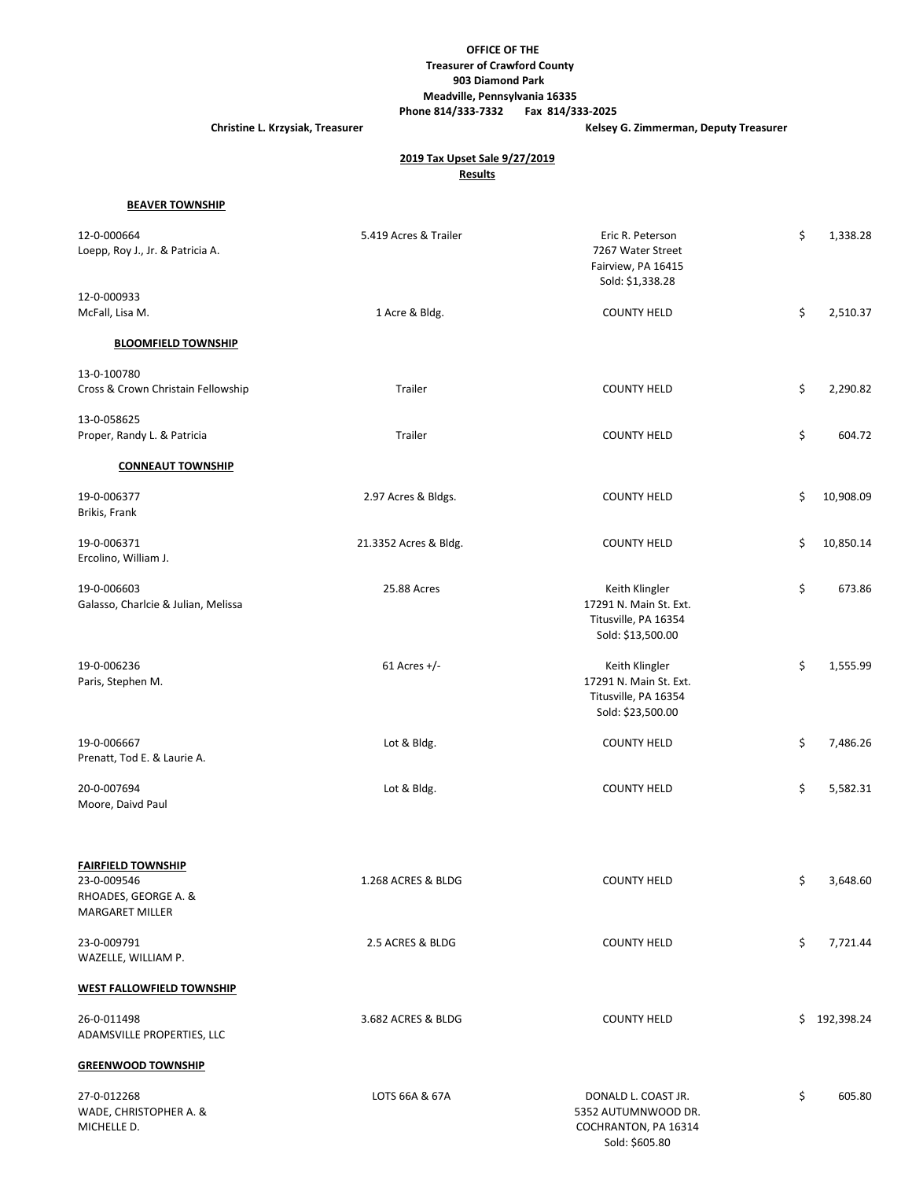**OFFICE OF THE**
**Treasurer of Crawford County**
**903 Diamond Park**
**Meadville, Pennsylvania 16335**
**Phone 814/333-7332 Fax 814/333-2025**

**Christine L. Krzysiak, Treasurer** **Kelsey G. Zimmerman, Deputy Treasurer**

**2019 Tax Upset Sale 9/27/2019**
**Results**

### BEAVER TOWNSHIP

| Parcel / Owner | Description | Purchaser | Amount |
|---|---|---|---|
| 12-0-000664 Loepp, Roy J., Jr. & Patricia A. | 5.419 Acres & Trailer | Eric R. Peterson, 7267 Water Street, Fairview, PA 16415, Sold: $1,338.28 | $ 1,338.28 |
| 12-0-000933 McFall, Lisa M. | 1 Acre & Bldg. | COUNTY HELD | $ 2,510.37 |

### BLOOMFIELD TOWNSHIP

| Parcel / Owner | Description | Purchaser | Amount |
|---|---|---|---|
| 13-0-100780 Cross & Crown Christain Fellowship | Trailer | COUNTY HELD | $ 2,290.82 |
| 13-0-058625 Proper, Randy L. & Patricia | Trailer | COUNTY HELD | $ 604.72 |

### CONNEAUT TOWNSHIP

| Parcel / Owner | Description | Purchaser | Amount |
|---|---|---|---|
| 19-0-006377 Brikis, Frank | 2.97 Acres & Bldgs. | COUNTY HELD | $ 10,908.09 |
| 19-0-006371 Ercolino, William J. | 21.3352 Acres & Bldg. | COUNTY HELD | $ 10,850.14 |
| 19-0-006603 Galasso, Charlcie & Julian, Melissa | 25.88 Acres | Keith Klingler, 17291 N. Main St. Ext., Titusville, PA 16354, Sold: $13,500.00 | $ 673.86 |
| 19-0-006236 Paris, Stephen M. | 61 Acres +/- | Keith Klingler, 17291 N. Main St. Ext., Titusville, PA 16354, Sold: $23,500.00 | $ 1,555.99 |
| 19-0-006667 Prenatt, Tod E. & Laurie A. | Lot & Bldg. | COUNTY HELD | $ 7,486.26 |
| 20-0-007694 Moore, Daivd Paul | Lot & Bldg. | COUNTY HELD | $ 5,582.31 |

### FAIRFIELD TOWNSHIP

| Parcel / Owner | Description | Purchaser | Amount |
|---|---|---|---|
| 23-0-009546 RHOADES, GEORGE A. & MARGARET MILLER | 1.268 ACRES & BLDG | COUNTY HELD | $ 3,648.60 |
| 23-0-009791 WAZELLE, WILLIAM P. | 2.5 ACRES & BLDG | COUNTY HELD | $ 7,721.44 |

### WEST FALLOWFIELD TOWNSHIP

| Parcel / Owner | Description | Purchaser | Amount |
|---|---|---|---|
| 26-0-011498 ADAMSVILLE PROPERTIES, LLC | 3.682 ACRES & BLDG | COUNTY HELD | $ 192,398.24 |

### GREENWOOD TOWNSHIP

| Parcel / Owner | Description | Purchaser | Amount |
|---|---|---|---|
| 27-0-012268 WADE, CHRISTOPHER A. & MICHELLE D. | LOTS 66A & 67A | DONALD L. COAST JR., 5352 AUTUMNWOOD DR., COCHRANTON, PA 16314, Sold: $605.80 | $ 605.80 |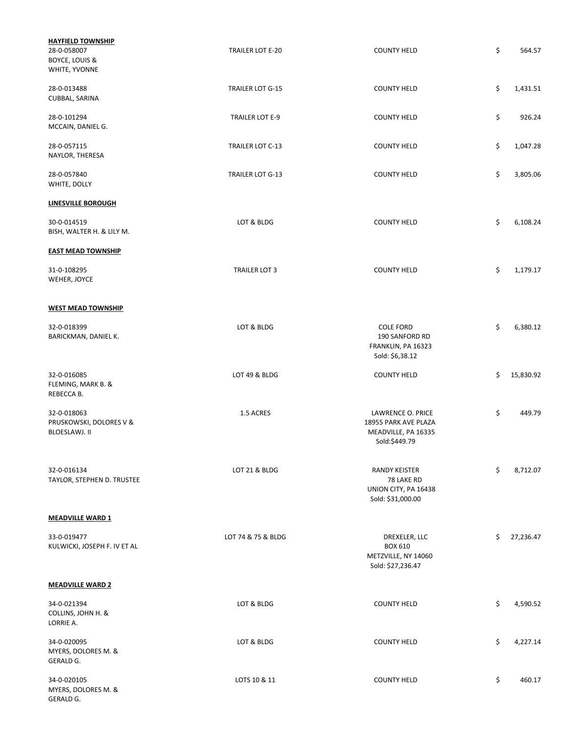**HAYFIELD TOWNSHIP**

| | | | |
|---|---|---|---|
| 28-0-058007<br>BOYCE, LOUIS &<br>WHITE, YVONNE | TRAILER LOT E-20 | COUNTY HELD | $ 564.57 |
| 28-0-013488<br>CUBBAL, SARINA | TRAILER LOT G-15 | COUNTY HELD | $ 1,431.51 |
| 28-0-101294<br>MCCAIN, DANIEL G. | TRAILER LOT E-9 | COUNTY HELD | $ 926.24 |
| 28-0-057115<br>NAYLOR, THERESA | TRAILER LOT C-13 | COUNTY HELD | $ 1,047.28 |
| 28-0-057840<br>WHITE, DOLLY | TRAILER LOT G-13 | COUNTY HELD | $ 3,805.06 |

**LINESVILLE BOROUGH**

| | | | |
|---|---|---|---|
| 30-0-014519<br>BISH, WALTER H. & LILY M. | LOT & BLDG | COUNTY HELD | $ 6,108.24 |

**EAST MEAD TOWNSHIP**

| | | | |
|---|---|---|---|
| 31-0-108295<br>WEHER, JOYCE | TRAILER LOT 3 | COUNTY HELD | $ 1,179.17 |

**WEST MEAD TOWNSHIP**

| | | | |
|---|---|---|---|
| 32-0-018399<br>BARICKMAN, DANIEL K. | LOT & BLDG | COLE FORD<br>190 SANFORD RD<br>FRANKLIN, PA 16323<br>Sold: $6,38.12 | $ 6,380.12 |
| 32-0-016085<br>FLEMING, MARK B. &<br>REBECCA B. | LOT 49 & BLDG | COUNTY HELD | $ 15,830.92 |
| 32-0-018063<br>PRUSKOWSKI, DOLORES V &<br>BLOESLAWJ. II | 1.5 ACRES | LAWRENCE O. PRICE<br>18955 PARK AVE PLAZA<br>MEADVILLE, PA 16335<br>Sold:$449.79 | $ 449.79 |
| 32-0-016134<br>TAYLOR, STEPHEN D. TRUSTEE | LOT 21 & BLDG | RANDY KEISTER<br>78 LAKE RD<br>UNION CITY, PA 16438<br>Sold: $31,000.00 | $ 8,712.07 |

**MEADVILLE WARD 1**

| | | | |
|---|---|---|---|
| 33-0-019477<br>KULWICKI, JOSEPH F. IV ET AL | LOT 74 & 75 & BLDG | DREXELER, LLC<br>BOX 610<br>METZVILLE, NY 14060<br>Sold: $27,236.47 | $ 27,236.47 |

**MEADVILLE WARD 2**

| | | | |
|---|---|---|---|
| 34-0-021394<br>COLLINS, JOHN H. &<br>LORRIE A. | LOT & BLDG | COUNTY HELD | $ 4,590.52 |
| 34-0-020095<br>MYERS, DOLORES M. &<br>GERALD G. | LOT & BLDG | COUNTY HELD | $ 4,227.14 |
| 34-0-020105<br>MYERS, DOLORES M. &<br>GERALD G. | LOTS 10 & 11 | COUNTY HELD | $ 460.17 |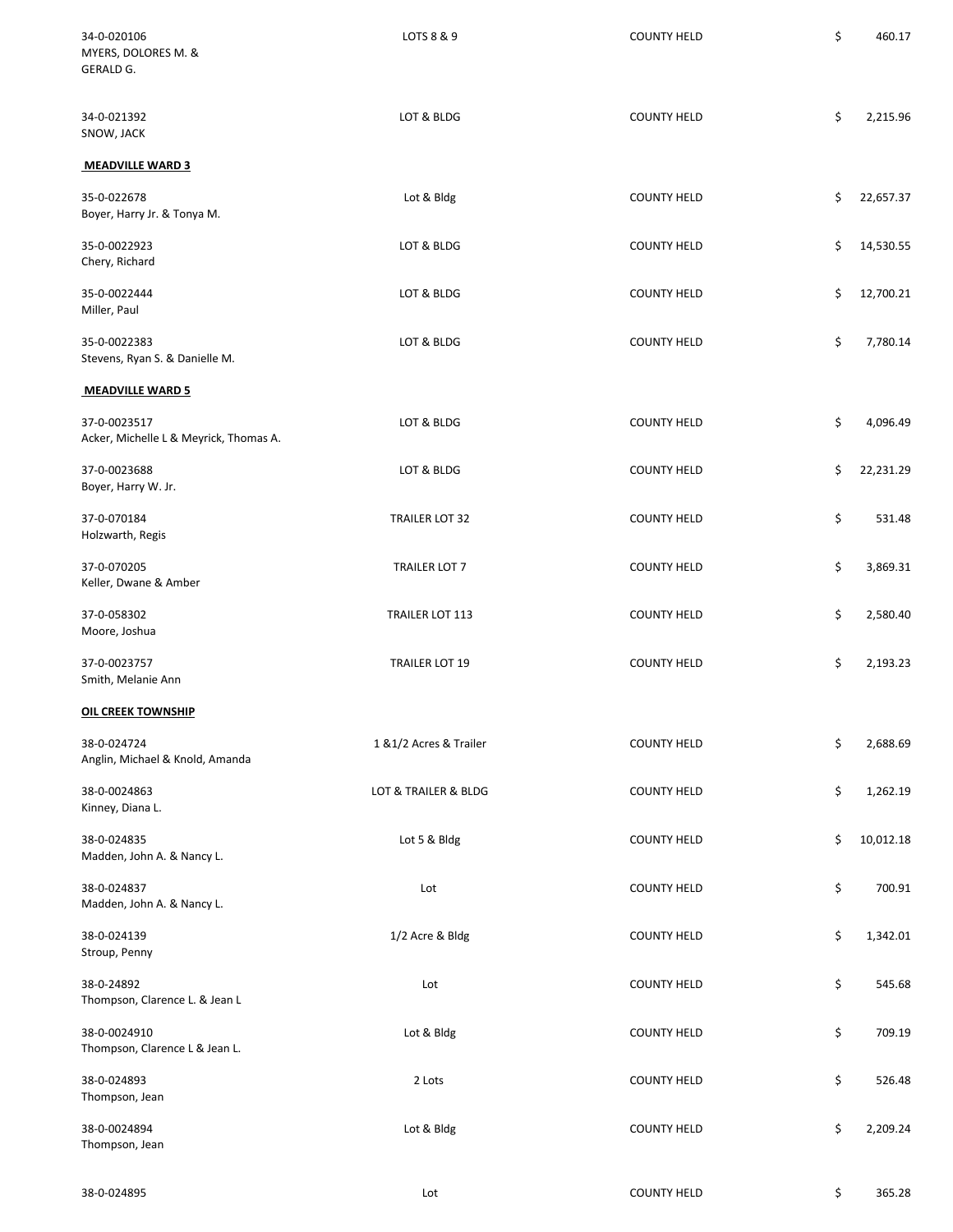| | | | |
|---|---|---|---|
| 34-0-020106<br>MYERS, DOLORES M. &<br>GERALD G. | LOTS 8 & 9 | COUNTY HELD | $ 460.17 |
| 34-0-021392<br>SNOW, JACK | LOT & BLDG | COUNTY HELD | $ 2,215.96 |
| **MEADVILLE WARD 3** | | | |
| 35-0-022678<br>Boyer, Harry Jr. & Tonya M. | Lot & Bldg | COUNTY HELD | $ 22,657.37 |
| 35-0-0022923<br>Chery, Richard | LOT & BLDG | COUNTY HELD | $ 14,530.55 |
| 35-0-0022444<br>Miller, Paul | LOT & BLDG | COUNTY HELD | $ 12,700.21 |
| 35-0-0022383<br>Stevens, Ryan S. & Danielle M. | LOT & BLDG | COUNTY HELD | $ 7,780.14 |
| **MEADVILLE WARD 5** | | | |
| 37-0-0023517<br>Acker, Michelle L & Meyrick, Thomas A. | LOT & BLDG | COUNTY HELD | $ 4,096.49 |
| 37-0-0023688<br>Boyer, Harry W. Jr. | LOT & BLDG | COUNTY HELD | $ 22,231.29 |
| 37-0-070184<br>Holzwarth, Regis | TRAILER LOT 32 | COUNTY HELD | $ 531.48 |
| 37-0-070205<br>Keller, Dwane & Amber | TRAILER LOT 7 | COUNTY HELD | $ 3,869.31 |
| 37-0-058302<br>Moore, Joshua | TRAILER LOT 113 | COUNTY HELD | $ 2,580.40 |
| 37-0-0023757<br>Smith, Melanie Ann | TRAILER LOT 19 | COUNTY HELD | $ 2,193.23 |
| **OIL CREEK TOWNSHIP** | | | |
| 38-0-024724<br>Anglin, Michael & Knold, Amanda | 1 &1/2 Acres & Trailer | COUNTY HELD | $ 2,688.69 |
| 38-0-0024863<br>Kinney, Diana L. | LOT & TRAILER & BLDG | COUNTY HELD | $ 1,262.19 |
| 38-0-024835<br>Madden, John A. & Nancy L. | Lot 5 & Bldg | COUNTY HELD | $ 10,012.18 |
| 38-0-024837<br>Madden, John A. & Nancy L. | Lot | COUNTY HELD | $ 700.91 |
| 38-0-024139<br>Stroup, Penny | 1/2 Acre & Bldg | COUNTY HELD | $ 1,342.01 |
| 38-0-24892<br>Thompson, Clarence L. & Jean L | Lot | COUNTY HELD | $ 545.68 |
| 38-0-0024910<br>Thompson, Clarence L & Jean L. | Lot & Bldg | COUNTY HELD | $ 709.19 |
| 38-0-024893<br>Thompson, Jean | 2 Lots | COUNTY HELD | $ 526.48 |
| 38-0-0024894<br>Thompson, Jean | Lot & Bldg | COUNTY HELD | $ 2,209.24 |
| 38-0-024895 | Lot | COUNTY HELD | $ 365.28 |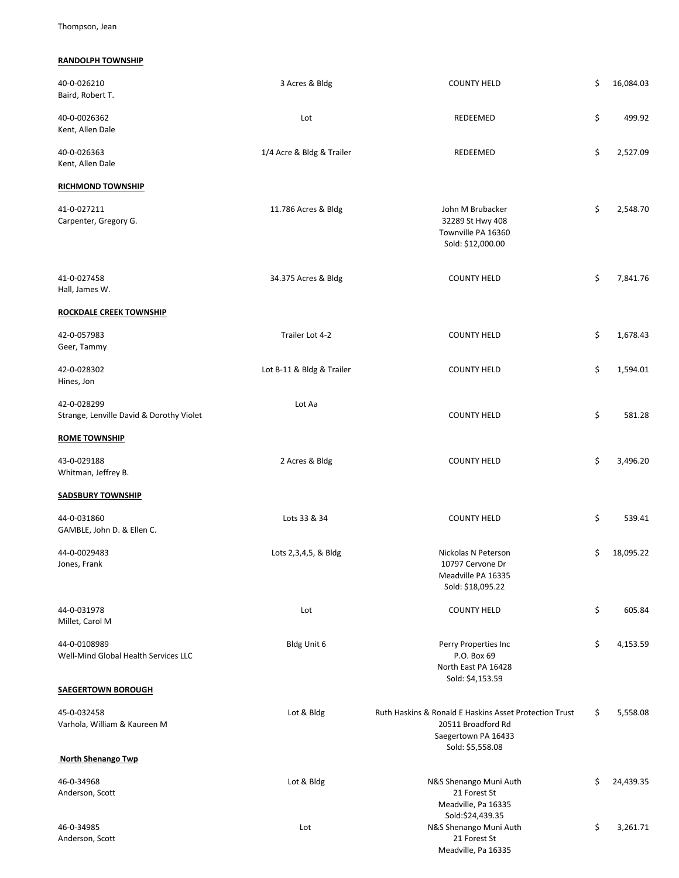Thompson, Jean

**RANDOLPH TOWNSHIP**

| Parcel / Owner | Description | Status / Purchaser | Amount |
|---|---|---|---|
| 40-0-026210<br>Baird, Robert T. | 3 Acres & Bldg | COUNTY HELD | $ 16,084.03 |
| 40-0-0026362<br>Kent, Allen Dale | Lot | REDEEMED | $ 499.92 |
| 40-0-026363<br>Kent, Allen Dale | 1/4 Acre & Bldg & Trailer | REDEEMED | $ 2,527.09 |

**RICHMOND TOWNSHIP**

| Parcel / Owner | Description | Status / Purchaser | Amount |
|---|---|---|---|
| 41-0-027211<br>Carpenter, Gregory G. | 11.786 Acres & Bldg | John M Brubacker<br>32289 St Hwy 408<br>Townville PA 16360<br>Sold: $12,000.00 | $ 2,548.70 |
| 41-0-027458<br>Hall, James W. | 34.375 Acres & Bldg | COUNTY HELD | $ 7,841.76 |

**ROCKDALE CREEK TOWNSHIP**

| Parcel / Owner | Description | Status / Purchaser | Amount |
|---|---|---|---|
| 42-0-057983<br>Geer, Tammy | Trailer Lot 4-2 | COUNTY HELD | $ 1,678.43 |
| 42-0-028302<br>Hines, Jon | Lot B-11 & Bldg & Trailer | COUNTY HELD | $ 1,594.01 |
| 42-0-028299<br>Strange, Lenville David & Dorothy Violet | Lot Aa | COUNTY HELD | $ 581.28 |

**ROME TOWNSHIP**

| Parcel / Owner | Description | Status / Purchaser | Amount |
|---|---|---|---|
| 43-0-029188<br>Whitman, Jeffrey B. | 2 Acres & Bldg | COUNTY HELD | $ 3,496.20 |

**SADSBURY TOWNSHIP**

| Parcel / Owner | Description | Status / Purchaser | Amount |
|---|---|---|---|
| 44-0-031860<br>GAMBLE, John D. & Ellen C. | Lots 33 & 34 | COUNTY HELD | $ 539.41 |
| 44-0-0029483<br>Jones, Frank | Lots 2,3,4,5, & Bldg | Nickolas N Peterson<br>10797 Cervone Dr<br>Meadville PA 16335<br>Sold: $18,095.22 | $ 18,095.22 |
| 44-0-031978<br>Millet, Carol M | Lot | COUNTY HELD | $ 605.84 |
| 44-0-0108989<br>Well-Mind Global Health Services LLC | Bldg Unit 6 | Perry Properties Inc<br>P.O. Box 69<br>North East PA 16428<br>Sold: $4,153.59 | $ 4,153.59 |

**SAEGERTOWN BOROUGH**

| Parcel / Owner | Description | Status / Purchaser | Amount |
|---|---|---|---|
| 45-0-032458<br>Varhola, William & Kaureen M | Lot & Bldg | Ruth Haskins & Ronald E Haskins Asset Protection Trust<br>20511 Broadford Rd<br>Saegertown PA 16433<br>Sold: $5,558.08 | $ 5,558.08 |

**North Shenango Twp**

| Parcel / Owner | Description | Status / Purchaser | Amount |
|---|---|---|---|
| 46-0-34968<br>Anderson, Scott | Lot & Bldg | N&S Shenango Muni Auth<br>21 Forest St<br>Meadville, Pa 16335<br>Sold:$24,439.35 | $ 24,439.35 |
| 46-0-34985<br>Anderson, Scott | Lot | N&S Shenango Muni Auth<br>21 Forest St<br>Meadville, Pa 16335 | $ 3,261.71 |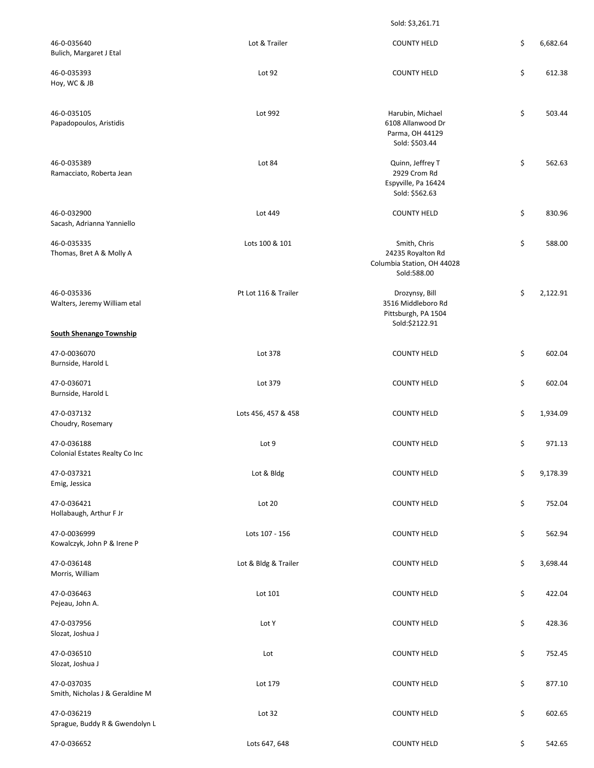| | | | |
|---|---|---|---|
| | | Sold: $3,261.71 | |
| 46-0-035640<br>Bulich, Margaret J Etal | Lot & Trailer | COUNTY HELD | $ 6,682.64 |
| 46-0-035393<br>Hoy, WC & JB | Lot 92 | COUNTY HELD | $ 612.38 |
| 46-0-035105<br>Papadopoulos, Aristidis | Lot 992 | Harubin, Michael<br>6108 Allanwood Dr<br>Parma, OH 44129<br>Sold: $503.44 | $ 503.44 |
| 46-0-035389<br>Ramacciato, Roberta Jean | Lot 84 | Quinn, Jeffrey T<br>2929 Crom Rd<br>Espyville, Pa 16424<br>Sold: $562.63 | $ 562.63 |
| 46-0-032900<br>Sacash, Adrianna Yanniello | Lot 449 | COUNTY HELD | $ 830.96 |
| 46-0-035335<br>Thomas, Bret A & Molly A | Lots 100 & 101 | Smith, Chris<br>24235 Royalton Rd<br>Columbia Station, OH 44028<br>Sold:588.00 | $ 588.00 |
| 46-0-035336<br>Walters, Jeremy William etal | Pt Lot 116 & Trailer | Drozynsy, Bill<br>3516 Middleboro Rd<br>Pittsburgh, PA 1504<br>Sold:$2122.91 | $ 2,122.91 |

**South Shenango Township**

| | | | |
|---|---|---|---|
| 47-0-0036070<br>Burnside, Harold L | Lot 378 | COUNTY HELD | $ 602.04 |
| 47-0-036071<br>Burnside, Harold L | Lot 379 | COUNTY HELD | $ 602.04 |
| 47-0-037132<br>Choudry, Rosemary | Lots 456, 457 & 458 | COUNTY HELD | $ 1,934.09 |
| 47-0-036188<br>Colonial Estates Realty Co Inc | Lot 9 | COUNTY HELD | $ 971.13 |
| 47-0-037321<br>Emig, Jessica | Lot & Bldg | COUNTY HELD | $ 9,178.39 |
| 47-0-036421<br>Hollabaugh, Arthur F Jr | Lot 20 | COUNTY HELD | $ 752.04 |
| 47-0-0036999<br>Kowalczyk, John P & Irene P | Lots 107 - 156 | COUNTY HELD | $ 562.94 |
| 47-0-036148<br>Morris, William | Lot & Bldg & Trailer | COUNTY HELD | $ 3,698.44 |
| 47-0-036463<br>Pejeau, John A. | Lot 101 | COUNTY HELD | $ 422.04 |
| 47-0-037956<br>Slozat, Joshua J | Lot Y | COUNTY HELD | $ 428.36 |
| 47-0-036510<br>Slozat, Joshua J | Lot | COUNTY HELD | $ 752.45 |
| 47-0-037035<br>Smith, Nicholas J & Geraldine M | Lot 179 | COUNTY HELD | $ 877.10 |
| 47-0-036219<br>Sprague, Buddy R & Gwendolyn L | Lot 32 | COUNTY HELD | $ 602.65 |
| 47-0-036652 | Lots 647, 648 | COUNTY HELD | $ 542.65 |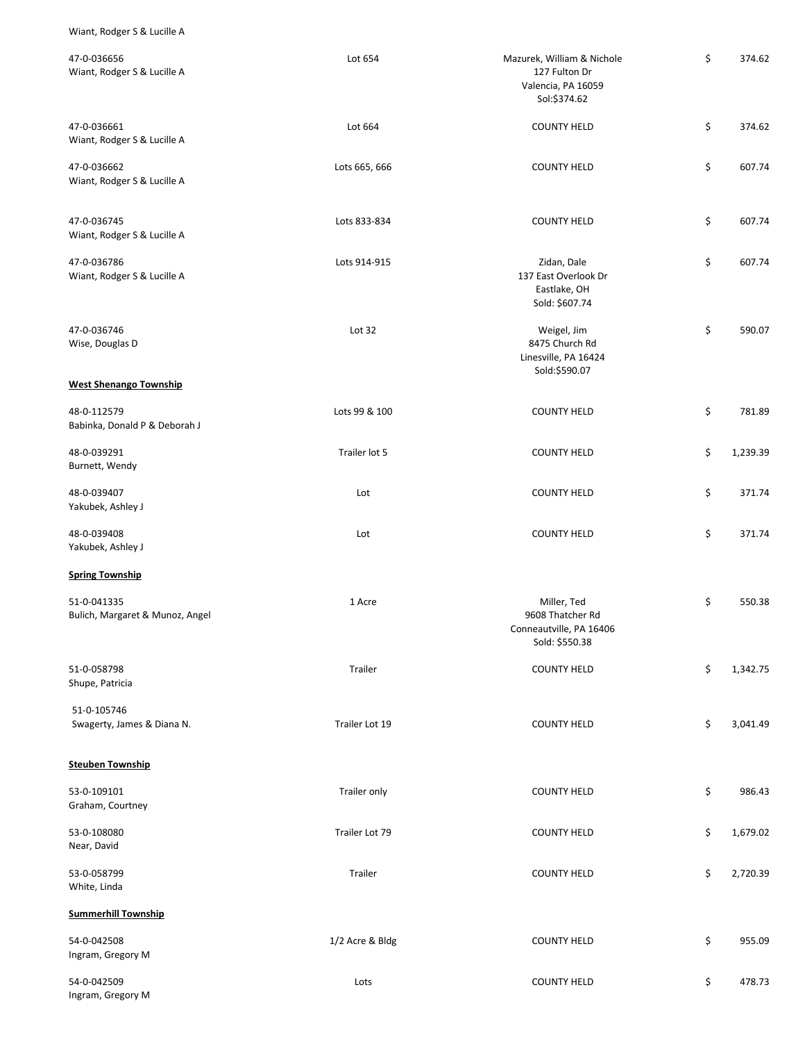Wiant, Rodger S & Lucille A

| Parcel / Owner | Description | Purchaser / Status | Amount |
|---|---|---|---|
| 47-0-036656<br>Wiant, Rodger S & Lucille A | Lot 654 | Mazurek, William & Nichole<br>127 Fulton Dr<br>Valencia, PA 16059<br>Sol:$374.62 | $ 374.62 |
| 47-0-036661<br>Wiant, Rodger S & Lucille A | Lot 664 | COUNTY HELD | $ 374.62 |
| 47-0-036662<br>Wiant, Rodger S & Lucille A | Lots 665, 666 | COUNTY HELD | $ 607.74 |
| 47-0-036745<br>Wiant, Rodger S & Lucille A | Lots 833-834 | COUNTY HELD | $ 607.74 |
| 47-0-036786<br>Wiant, Rodger S & Lucille A | Lots 914-915 | Zidan, Dale<br>137 East Overlook Dr<br>Eastlake, OH<br>Sold: $607.74 | $ 607.74 |
| 47-0-036746<br>Wise, Douglas D | Lot 32 | Weigel, Jim<br>8475 Church Rd<br>Linesville, PA 16424<br>Sold:$590.07 | $ 590.07 |

**West Shenango Township**

| Parcel / Owner | Description | Purchaser / Status | Amount |
|---|---|---|---|
| 48-0-112579<br>Babinka, Donald P & Deborah J | Lots 99 & 100 | COUNTY HELD | $ 781.89 |
| 48-0-039291<br>Burnett, Wendy | Trailer lot 5 | COUNTY HELD | $ 1,239.39 |
| 48-0-039407<br>Yakubek, Ashley J | Lot | COUNTY HELD | $ 371.74 |
| 48-0-039408<br>Yakubek, Ashley J | Lot | COUNTY HELD | $ 371.74 |

**Spring Township**

| Parcel / Owner | Description | Purchaser / Status | Amount |
|---|---|---|---|
| 51-0-041335<br>Bulich, Margaret & Munoz, Angel | 1 Acre | Miller, Ted<br>9608 Thatcher Rd<br>Conneautville, PA 16406<br>Sold: $550.38 | $ 550.38 |
| 51-0-058798<br>Shupe, Patricia | Trailer | COUNTY HELD | $ 1,342.75 |
| 51-0-105746<br>Swagerty, James & Diana N. | Trailer Lot 19 | COUNTY HELD | $ 3,041.49 |

**Steuben Township**

| Parcel / Owner | Description | Purchaser / Status | Amount |
|---|---|---|---|
| 53-0-109101<br>Graham, Courtney | Trailer only | COUNTY HELD | $ 986.43 |
| 53-0-108080<br>Near, David | Trailer Lot 79 | COUNTY HELD | $ 1,679.02 |
| 53-0-058799<br>White, Linda | Trailer | COUNTY HELD | $ 2,720.39 |

**Summerhill Township**

| Parcel / Owner | Description | Purchaser / Status | Amount |
|---|---|---|---|
| 54-0-042508<br>Ingram, Gregory M | 1/2 Acre & Bldg | COUNTY HELD | $ 955.09 |
| 54-0-042509<br>Ingram, Gregory M | Lots | COUNTY HELD | $ 478.73 |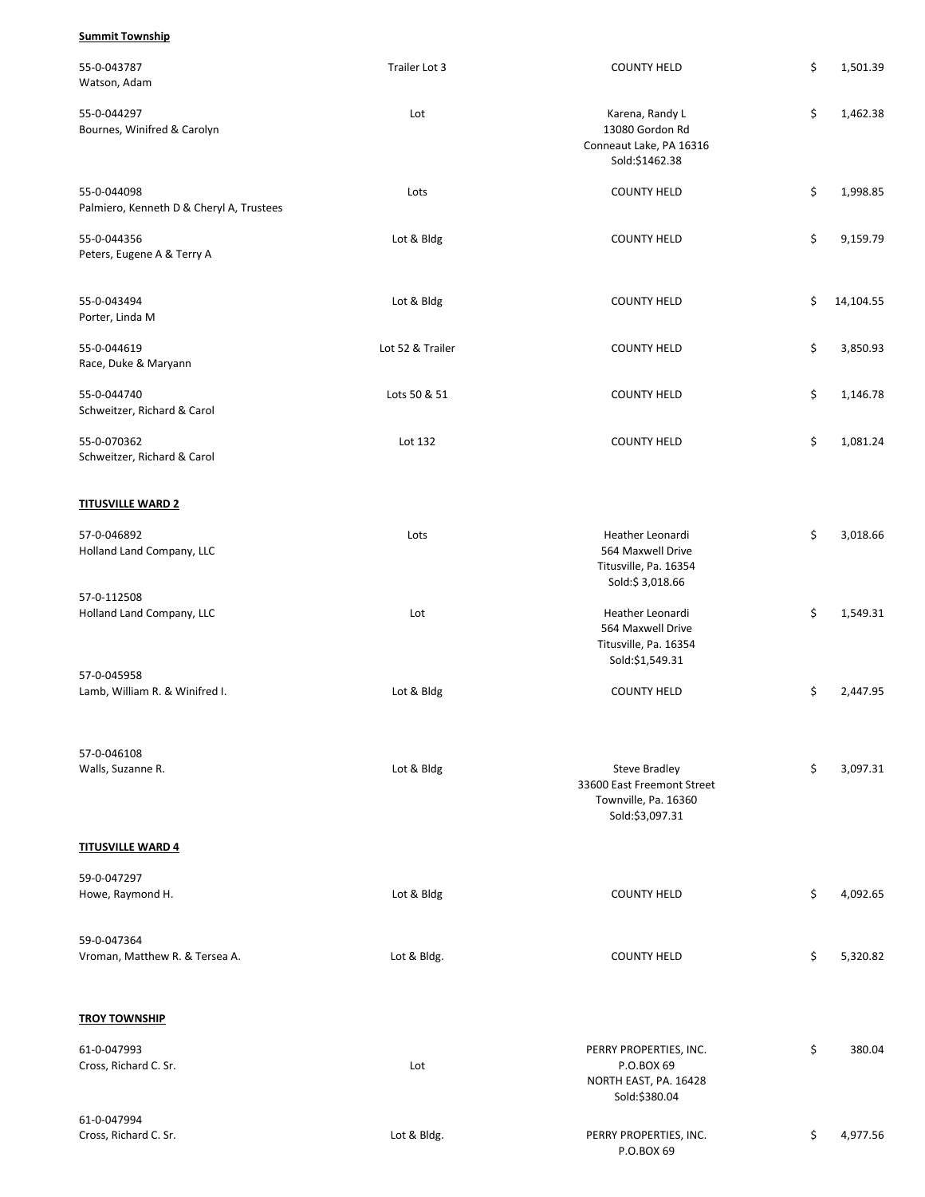**Summit Township**

| | | | |
|---|---|---|---|
| 55-0-043787<br>Watson, Adam | Trailer Lot 3 | COUNTY HELD | $ 1,501.39 |
| 55-0-044297<br>Bournes, Winifred & Carolyn | Lot | Karena, Randy L<br>13080 Gordon Rd<br>Conneaut Lake, PA 16316<br>Sold:$1462.38 | $ 1,462.38 |
| 55-0-044098<br>Palmiero, Kenneth D & Cheryl A, Trustees | Lots | COUNTY HELD | $ 1,998.85 |
| 55-0-044356<br>Peters, Eugene A & Terry A | Lot & Bldg | COUNTY HELD | $ 9,159.79 |
| 55-0-043494<br>Porter, Linda M | Lot & Bldg | COUNTY HELD | $ 14,104.55 |
| 55-0-044619<br>Race, Duke & Maryann | Lot 52 & Trailer | COUNTY HELD | $ 3,850.93 |
| 55-0-044740<br>Schweitzer, Richard & Carol | Lots 50 & 51 | COUNTY HELD | $ 1,146.78 |
| 55-0-070362<br>Schweitzer, Richard & Carol | Lot 132 | COUNTY HELD | $ 1,081.24 |

**TITUSVILLE WARD 2**

| | | | |
|---|---|---|---|
| 57-0-046892<br>Holland Land Company, LLC | Lots | Heather Leonardi<br>564 Maxwell Drive<br>Titusville, Pa. 16354<br>Sold:$ 3,018.66 | $ 3,018.66 |
| 57-0-112508<br>Holland Land Company, LLC | Lot | Heather Leonardi<br>564 Maxwell Drive<br>Titusville, Pa. 16354<br>Sold:$1,549.31 | $ 1,549.31 |
| 57-0-045958<br>Lamb, William R. & Winifred I. | Lot & Bldg | COUNTY HELD | $ 2,447.95 |
| 57-0-046108<br>Walls, Suzanne R. | Lot & Bldg | Steve Bradley<br>33600 East Freemont Street<br>Townville, Pa. 16360<br>Sold:$3,097.31 | $ 3,097.31 |

**TITUSVILLE WARD 4**

| | | | |
|---|---|---|---|
| 59-0-047297<br>Howe, Raymond H. | Lot & Bldg | COUNTY HELD | $ 4,092.65 |
| 59-0-047364<br>Vroman, Matthew R. & Tersea A. | Lot & Bldg. | COUNTY HELD | $ 5,320.82 |

**TROY TOWNSHIP**

| | | | |
|---|---|---|---|
| 61-0-047993<br>Cross, Richard C. Sr. | Lot | PERRY PROPERTIES, INC.<br>P.O.BOX 69<br>NORTH EAST, PA. 16428<br>Sold:$380.04 | $ 380.04 |
| 61-0-047994<br>Cross, Richard C. Sr. | Lot & Bldg. | PERRY PROPERTIES, INC.<br>P.O.BOX 69 | $ 4,977.56 |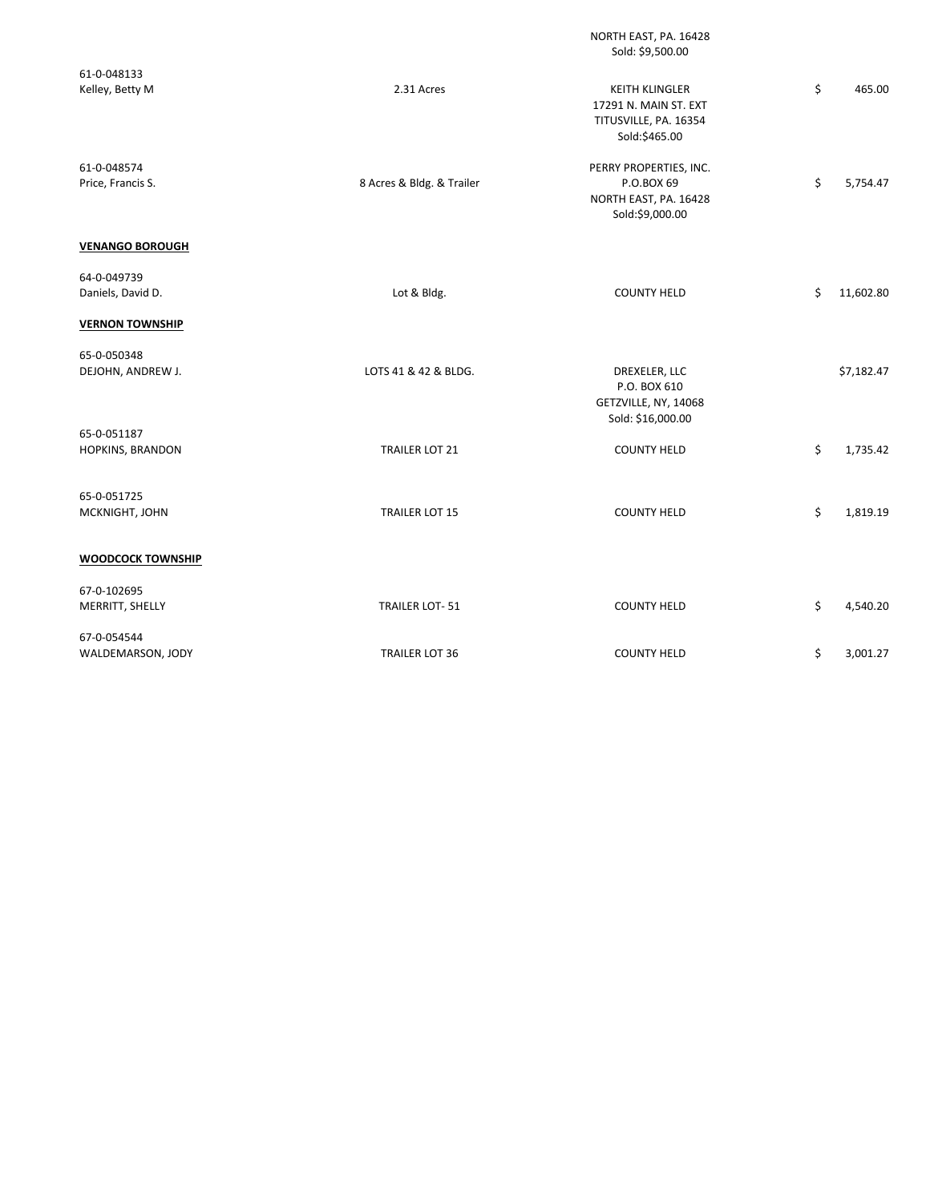| | | | |
|---|---|---|---|
| | | NORTH EAST, PA. 16428<br>Sold: $9,500.00 | |
| 61-0-048133<br>Kelley, Betty M | 2.31 Acres | KEITH KLINGLER<br>17291 N. MAIN ST. EXT<br>TITUSVILLE, PA. 16354<br>Sold:$465.00 | $ 465.00 |
| 61-0-048574<br>Price, Francis S. | 8 Acres & Bldg. & Trailer | PERRY PROPERTIES, INC.<br>P.O.BOX 69<br>NORTH EAST, PA. 16428<br>Sold:$9,000.00 | $ 5,754.47 |
| **<u>VENANGO BOROUGH</u>** | | | |
| 64-0-049739<br>Daniels, David D. | Lot & Bldg. | COUNTY HELD | $ 11,602.80 |
| **<u>VERNON TOWNSHIP</u>** | | | |
| 65-0-050348<br>DEJOHN, ANDREW J. | LOTS 41 & 42 & BLDG. | DREXELER, LLC<br>P.O. BOX 610<br>GETZVILLE, NY, 14068<br>Sold: $16,000.00 | $7,182.47 |
| 65-0-051187<br>HOPKINS, BRANDON | TRAILER LOT 21 | COUNTY HELD | $ 1,735.42 |
| 65-0-051725<br>MCKNIGHT, JOHN | TRAILER LOT 15 | COUNTY HELD | $ 1,819.19 |
| **<u>WOODCOCK TOWNSHIP</u>** | | | |
| 67-0-102695<br>MERRITT, SHELLY | TRAILER LOT- 51 | COUNTY HELD | $ 4,540.20 |
| 67-0-054544<br>WALDEMARSON, JODY | TRAILER LOT 36 | COUNTY HELD | $ 3,001.27 |